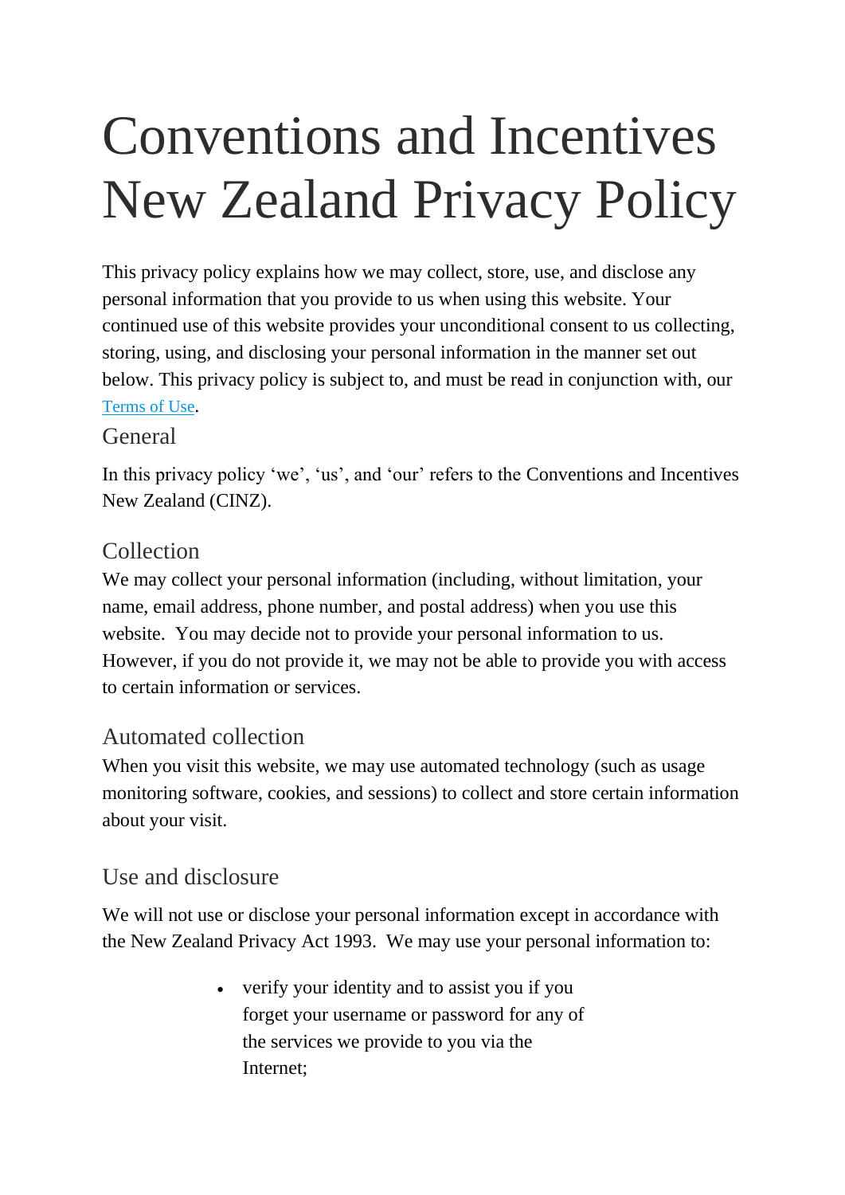# Conventions and Incentives New Zealand Privacy Policy

This privacy policy explains how we may collect, store, use, and disclose any personal information that you provide to us when using this website. Your continued use of this website provides your unconditional consent to us collecting, storing, using, and disclosing your personal information in the manner set out below. This privacy policy is subject to, and must be read in conjunction with, our [Terms of Use](Terms of Use).

## General

In this privacy policy 'we', 'us', and 'our' refers to the Conventions and Incentives New Zealand (CINZ).

## Collection

We may collect your personal information (including, without limitation, your name, email address, phone number, and postal address) when you use this website. You may decide not to provide your personal information to us. However, if you do not provide it, we may not be able to provide you with access to certain information or services.

## Automated collection

When you visit this website, we may use automated technology (such as usage monitoring software, cookies, and sessions) to collect and store certain information about your visit.

## Use and disclosure

We will not use or disclose your personal information except in accordance with the New Zealand Privacy Act 1993. We may use your personal information to:

- verify your identity and to assist you if you forget your username or password for any of the services we provide to you via the Internet;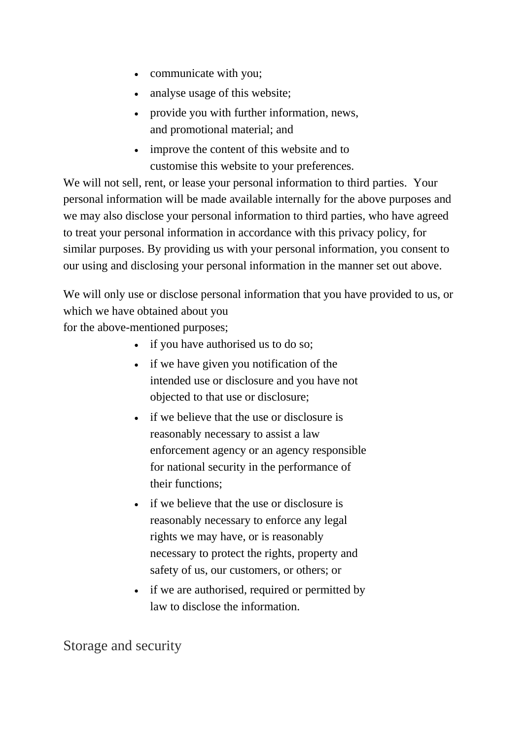- communicate with you;
- analyse usage of this website;
- provide you with further information, news, and promotional material; and
- improve the content of this website and to customise this website to your preferences.

We will not sell, rent, or lease your personal information to third parties. Your personal information will be made available internally for the above purposes and we may also disclose your personal information to third parties, who have agreed to treat your personal information in accordance with this privacy policy, for similar purposes. By providing us with your personal information, you consent to our using and disclosing your personal information in the manner set out above.

We will only use or disclose personal information that you have provided to us, or which we have obtained about you
for the above-mentioned purposes;

- if you have authorised us to do so;
- if we have given you notification of the intended use or disclosure and you have not objected to that use or disclosure;
- if we believe that the use or disclosure is reasonably necessary to assist a law enforcement agency or an agency responsible for national security in the performance of their functions;
- if we believe that the use or disclosure is reasonably necessary to enforce any legal rights we may have, or is reasonably necessary to protect the rights, property and safety of us, our customers, or others; or
- if we are authorised, required or permitted by law to disclose the information.

## Storage and security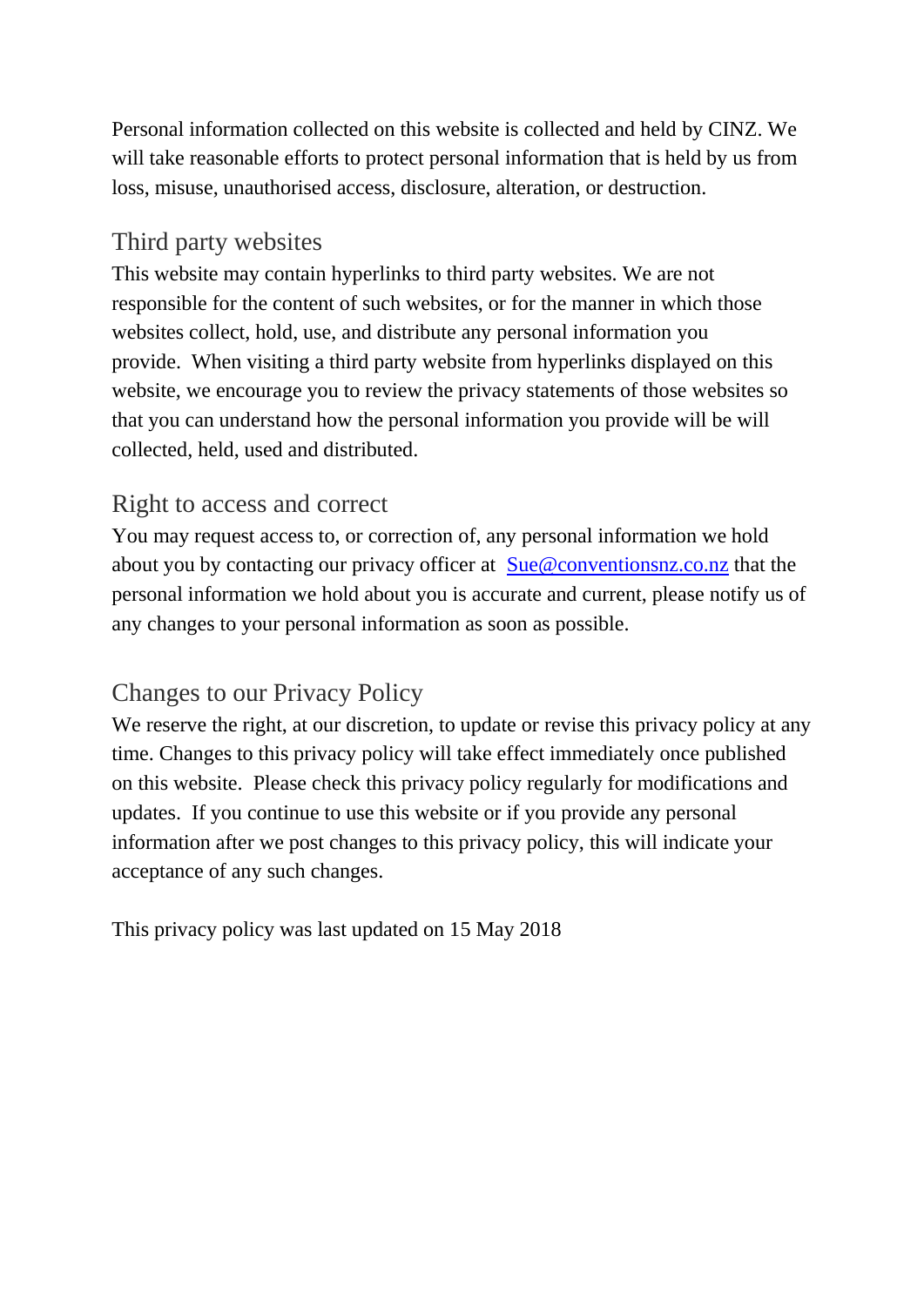Personal information collected on this website is collected and held by CINZ. We will take reasonable efforts to protect personal information that is held by us from loss, misuse, unauthorised access, disclosure, alteration, or destruction.

## Third party websites

This website may contain hyperlinks to third party websites. We are not responsible for the content of such websites, or for the manner in which those websites collect, hold, use, and distribute any personal information you provide. When visiting a third party website from hyperlinks displayed on this website, we encourage you to review the privacy statements of those websites so that you can understand how the personal information you provide will be will collected, held, used and distributed.

## Right to access and correct

You may request access to, or correction of, any personal information we hold about you by contacting our privacy officer at Sue@conventionsnz.co.nz that the personal information we hold about you is accurate and current, please notify us of any changes to your personal information as soon as possible.

## Changes to our Privacy Policy

We reserve the right, at our discretion, to update or revise this privacy policy at any time. Changes to this privacy policy will take effect immediately once published on this website. Please check this privacy policy regularly for modifications and updates. If you continue to use this website or if you provide any personal information after we post changes to this privacy policy, this will indicate your acceptance of any such changes.

This privacy policy was last updated on 15 May 2018